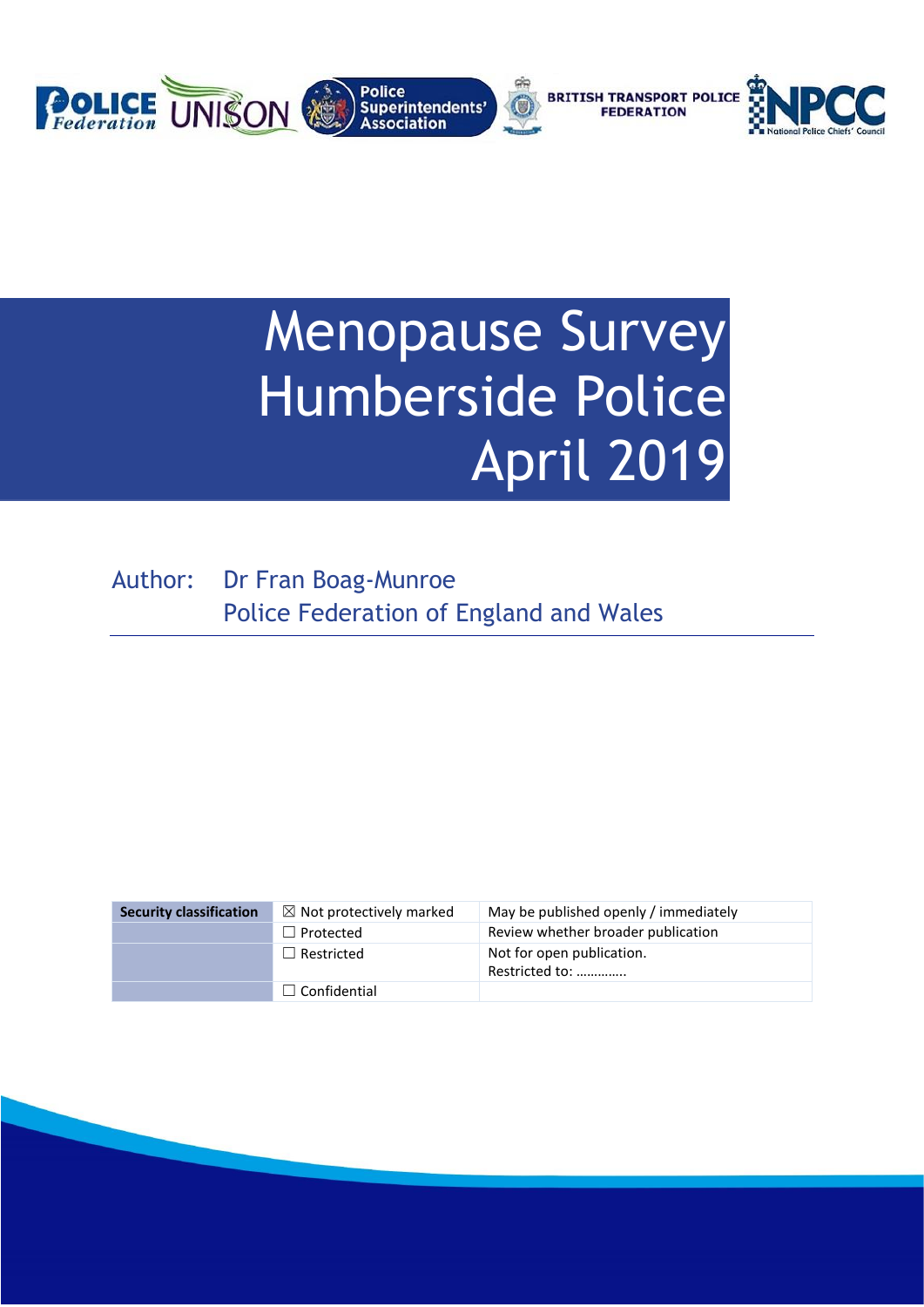# Menopause Survey Humberside Police April 2019

Author: Dr Fran Boag-Munroe
Police Federation of England and Wales

| Security classification | ☒ Not protectively marked | May be published openly / immediately |
|---|---|---|
| | ☐ Protected | Review whether broader publication |
| | ☐ Restricted | Not for open publication. Restricted to: ………….. |
| | ☐ Confidential | |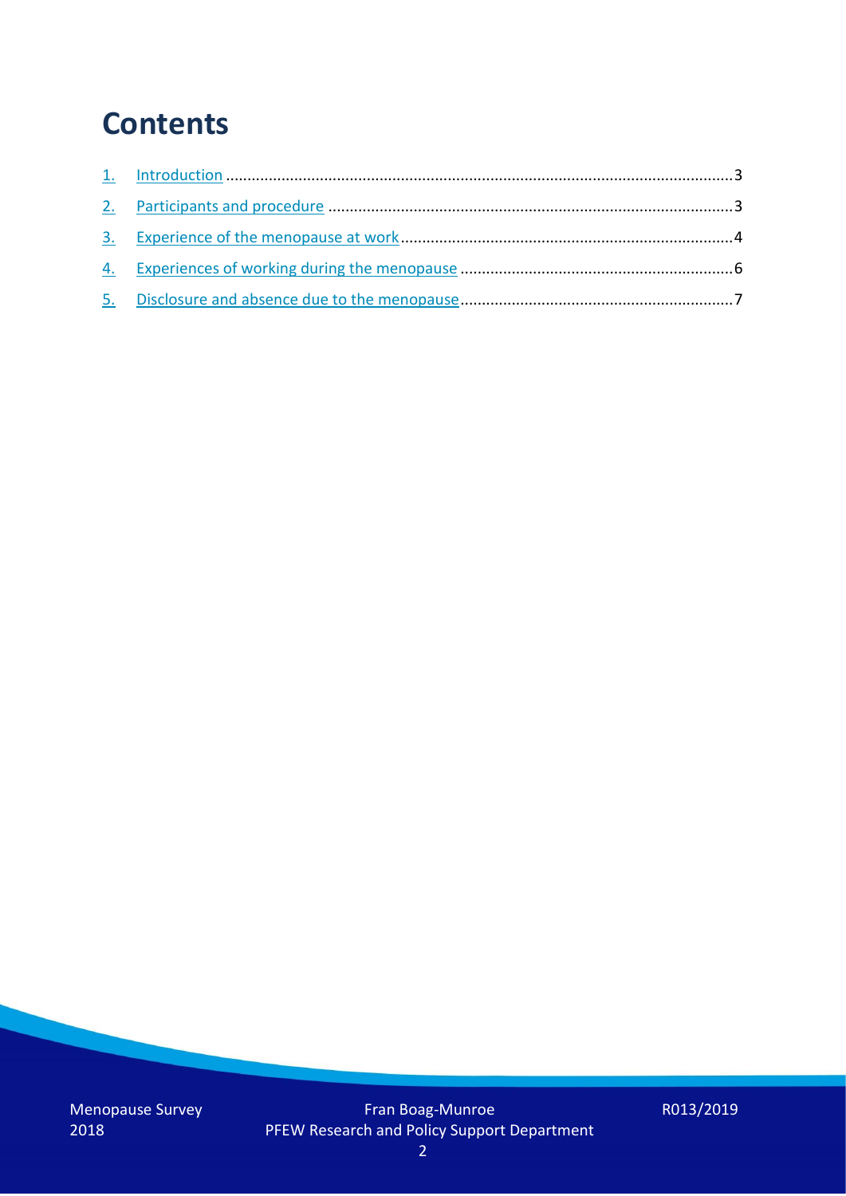# Contents

1. Introduction ........................................................................................................................3
2. Participants and procedure ..............................................................................................3
3. Experience of the menopause at work ..............................................................................4
4. Experiences of working during the menopause ................................................................6
5. Disclosure and absence due to the menopause................................................................7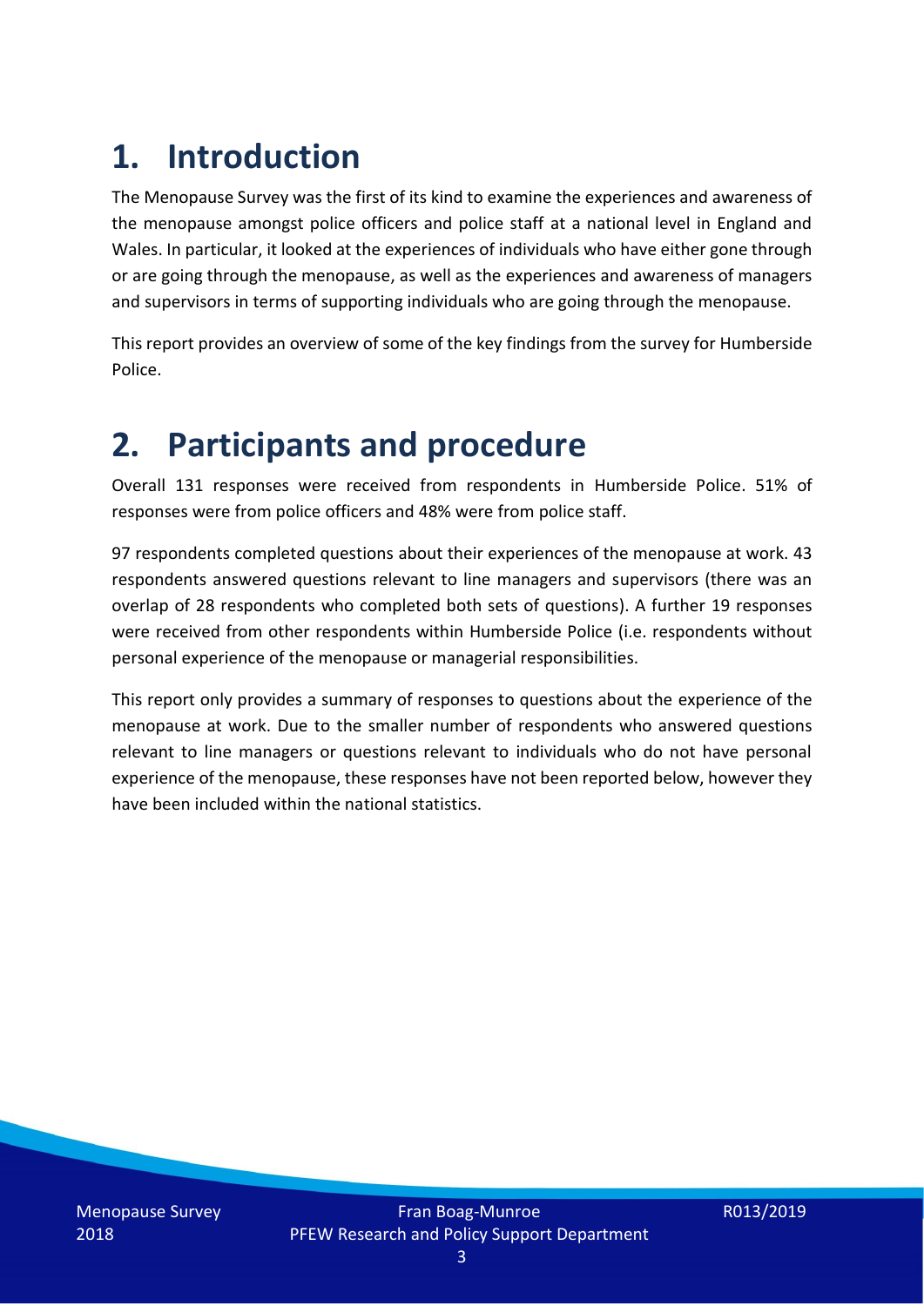# 1. Introduction

The Menopause Survey was the first of its kind to examine the experiences and awareness of the menopause amongst police officers and police staff at a national level in England and Wales. In particular, it looked at the experiences of individuals who have either gone through or are going through the menopause, as well as the experiences and awareness of managers and supervisors in terms of supporting individuals who are going through the menopause.

This report provides an overview of some of the key findings from the survey for Humberside Police.

# 2. Participants and procedure

Overall 131 responses were received from respondents in Humberside Police. 51% of responses were from police officers and 48% were from police staff.

97 respondents completed questions about their experiences of the menopause at work. 43 respondents answered questions relevant to line managers and supervisors (there was an overlap of 28 respondents who completed both sets of questions). A further 19 responses were received from other respondents within Humberside Police (i.e. respondents without personal experience of the menopause or managerial responsibilities.

This report only provides a summary of responses to questions about the experience of the menopause at work. Due to the smaller number of respondents who answered questions relevant to line managers or questions relevant to individuals who do not have personal experience of the menopause, these responses have not been reported below, however they have been included within the national statistics.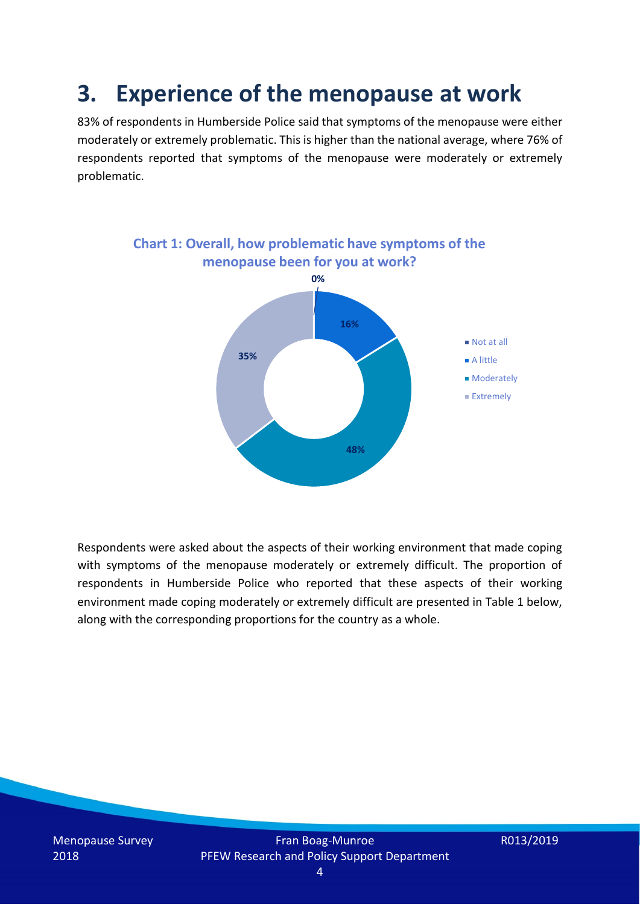## 3. Experience of the menopause at work

83% of respondents in Humberside Police said that symptoms of the menopause were either moderately or extremely problematic. This is higher than the national average, where 76% of respondents reported that symptoms of the menopause were moderately or extremely problematic.

**Chart 1: Overall, how problematic have symptoms of the menopause been for you at work?**

| Response | Percentage |
|---|---|
| Not at all | 0% |
| A little | 16% |
| Moderately | 48% |
| Extremely | 35% |

Respondents were asked about the aspects of their working environment that made coping with symptoms of the menopause moderately or extremely difficult. The proportion of respondents in Humberside Police who reported that these aspects of their working environment made coping moderately or extremely difficult are presented in Table 1 below, along with the corresponding proportions for the country as a whole.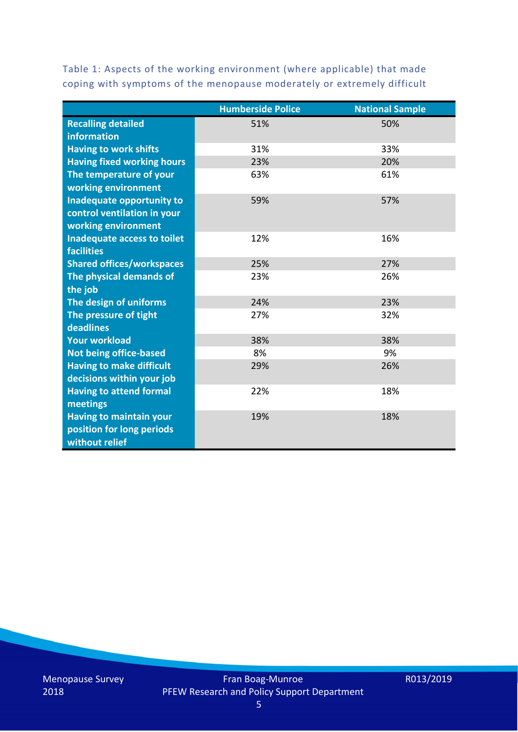Table 1: Aspects of the working environment (where applicable) that made coping with symptoms of the menopause moderately or extremely difficult

| | Humberside Police | National Sample |
|---|---|---|
| **Recalling detailed information** | 51% | 50% |
| **Having to work shifts** | 31% | 33% |
| **Having fixed working hours** | 23% | 20% |
| **The temperature of your working environment** | 63% | 61% |
| **Inadequate opportunity to control ventilation in your working environment** | 59% | 57% |
| **Inadequate access to toilet facilities** | 12% | 16% |
| **Shared offices/workspaces** | 25% | 27% |
| **The physical demands of the job** | 23% | 26% |
| **The design of uniforms** | 24% | 23% |
| **The pressure of tight deadlines** | 27% | 32% |
| **Your workload** | 38% | 38% |
| **Not being office-based** | 8% | 9% |
| **Having to make difficult decisions within your job** | 29% | 26% |
| **Having to attend formal meetings** | 22% | 18% |
| **Having to maintain your position for long periods without relief** | 19% | 18% |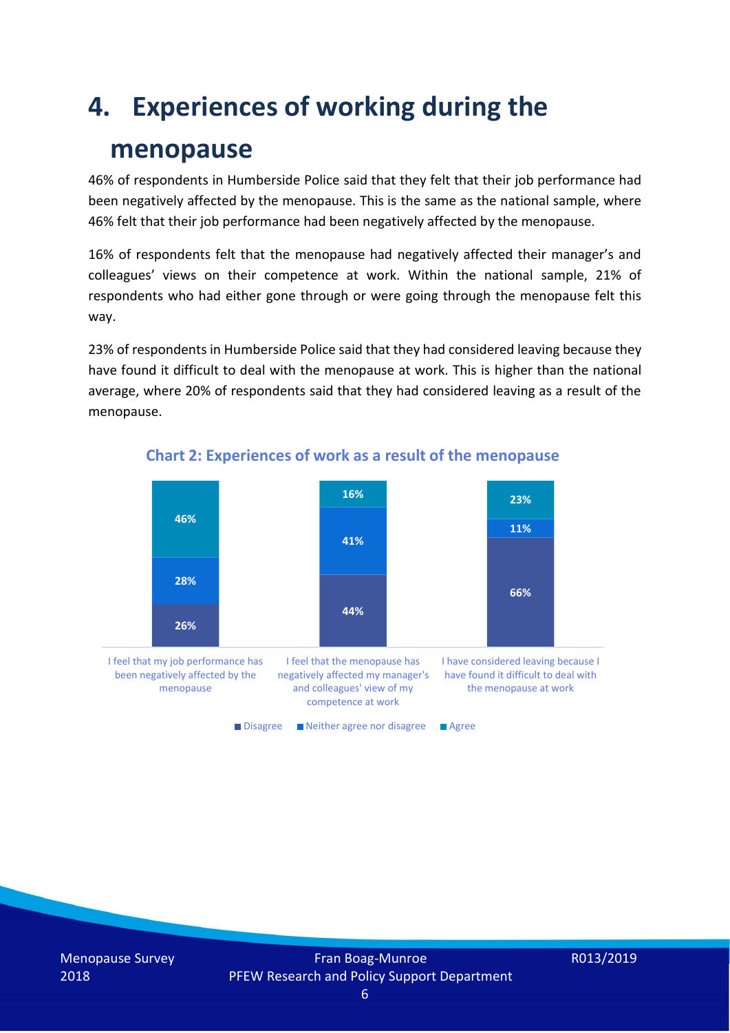# 4. Experiences of working during the menopause

46% of respondents in Humberside Police said that they felt that their job performance had been negatively affected by the menopause. This is the same as the national sample, where 46% felt that their job performance had been negatively affected by the menopause.

16% of respondents felt that the menopause had negatively affected their manager's and colleagues' views on their competence at work. Within the national sample, 21% of respondents who had either gone through or were going through the menopause felt this way.

23% of respondents in Humberside Police said that they had considered leaving because they have found it difficult to deal with the menopause at work. This is higher than the national average, where 20% of respondents said that they had considered leaving as a result of the menopause.

**Chart 2: Experiences of work as a result of the menopause**

| | Disagree | Neither agree nor disagree | Agree |
|---|---|---|---|
| I feel that my job performance has been negatively affected by the menopause | 26% | 28% | 46% |
| I feel that the menopause has negatively affected my manager's and colleagues' view of my competence at work | 44% | 41% | 16% |
| I have considered leaving because I have found it difficult to deal with the menopause at work | 66% | 11% | 23% |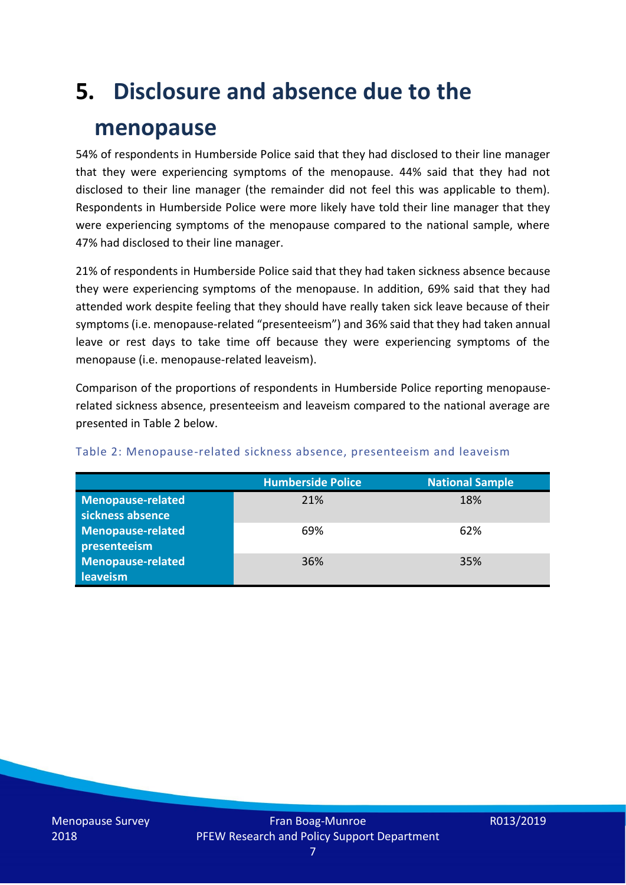# 5. Disclosure and absence due to the menopause

54% of respondents in Humberside Police said that they had disclosed to their line manager that they were experiencing symptoms of the menopause. 44% said that they had not disclosed to their line manager (the remainder did not feel this was applicable to them). Respondents in Humberside Police were more likely have told their line manager that they were experiencing symptoms of the menopause compared to the national sample, where 47% had disclosed to their line manager.

21% of respondents in Humberside Police said that they had taken sickness absence because they were experiencing symptoms of the menopause. In addition, 69% said that they had attended work despite feeling that they should have really taken sick leave because of their symptoms (i.e. menopause-related "presenteeism") and 36% said that they had taken annual leave or rest days to take time off because they were experiencing symptoms of the menopause (i.e. menopause-related leaveism).

Comparison of the proportions of respondents in Humberside Police reporting menopause-related sickness absence, presenteeism and leaveism compared to the national average are presented in Table 2 below.

Table 2: Menopause-related sickness absence, presenteeism and leaveism

| | Humberside Police | National Sample |
|---|---|---|
| **Menopause-related sickness absence** | 21% | 18% |
| **Menopause-related presenteeism** | 69% | 62% |
| **Menopause-related leaveism** | 36% | 35% |